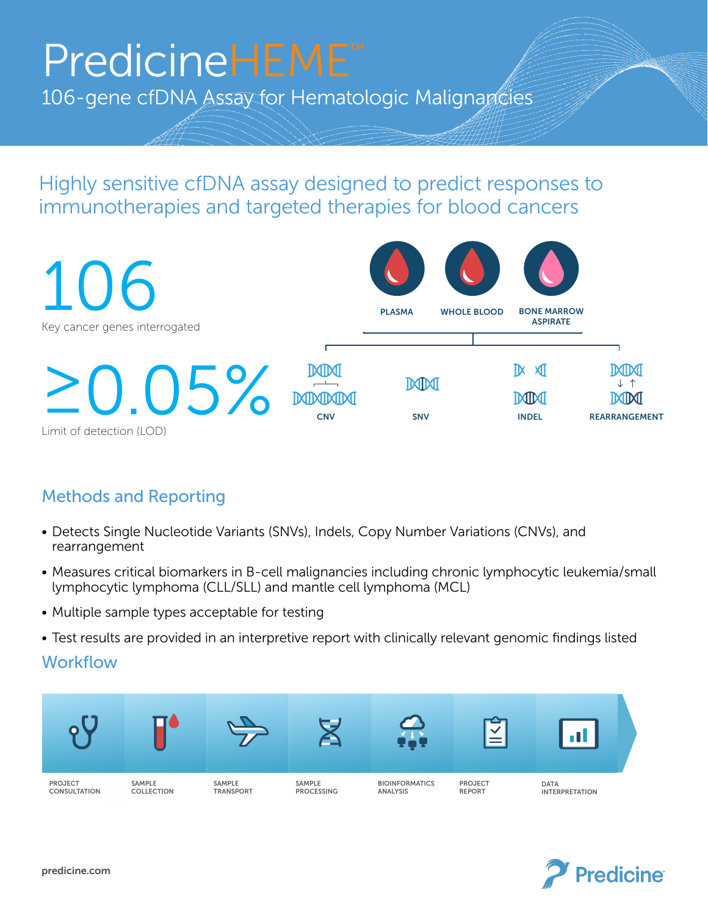# PredicineHEME™

## 106-gene cfDNA Assay for Hematologic Malignancies

### Highly sensitive cfDNA assay designed to predict responses to immunotherapies and targeted therapies for blood cancers

**106**

Key cancer genes interrogated

**≥0.05%**

Limit of detection (LOD)

PLASMA | WHOLE BLOOD | BONE MARROW ASPIRATE

CNV | SNV | INDEL | REARRANGEMENT

## Methods and Reporting

- Detects Single Nucleotide Variants (SNVs), Indels, Copy Number Variations (CNVs), and rearrangement
- Measures critical biomarkers in B-cell malignancies including chronic lymphocytic leukemia/small lymphocytic lymphoma (CLL/SLL) and mantle cell lymphoma (MCL)
- Multiple sample types acceptable for testing
- Test results are provided in an interpretive report with clinically relevant genomic findings listed

## Workflow

PROJECT CONSULTATION → SAMPLE COLLECTION → SAMPLE TRANSPORT → SAMPLE PROCESSING → BIOINFORMATICS ANALYSIS → PROJECT REPORT → DATA INTERPRETATION

predicine.com

Predicine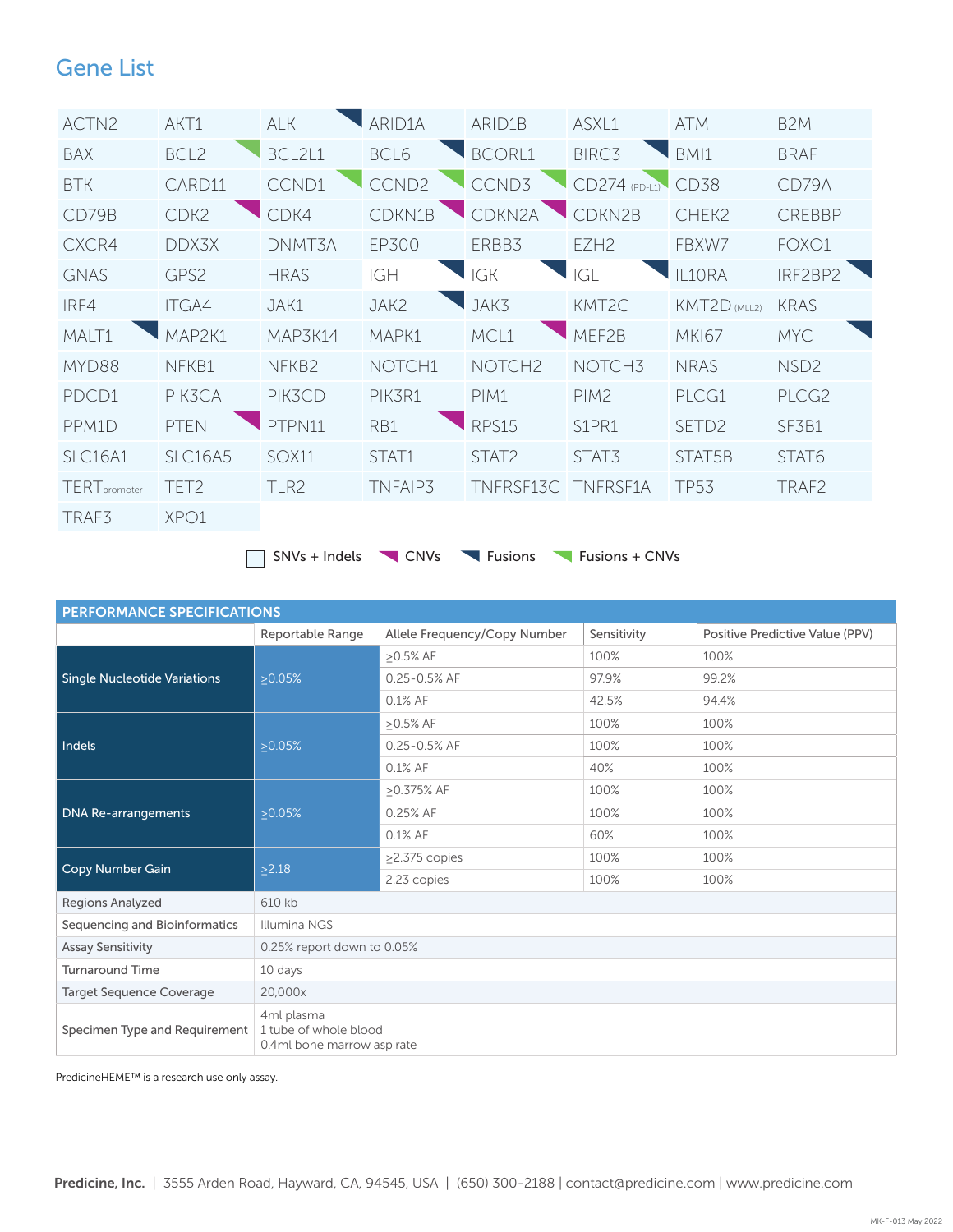## Gene List

| | | | | | | | |
|---|---|---|---|---|---|---|---|
| ACTN2 | AKT1 | ALK (Fusions) | ARID1A | ARID1B | ASXL1 | ATM | B2M |
| BAX | BCL2 (Fusions + CNVs) | BCL2L1 | BCL6 (Fusions) | BCORL1 | BIRC3 (Fusions) | BMI1 | BRAF |
| BTK | CARD11 | CCND1 (Fusions + CNVs) | CCND2 (Fusions + CNVs) | CCND3 (Fusions + CNVs) | CD274 (PD-L1) (Fusions + CNVs) | CD38 | CD79A |
| CD79B | CDK2 (CNVs) | CDK4 | CDKN1B (CNVs) | CDKN2A (CNVs) | CDKN2B | CHEK2 | CREBBP |
| CXCR4 | DDX3X | DNMT3A | EP300 | ERBB3 | EZH2 | FBXW7 | FOXO1 |
| GNAS | GPS2 | HRAS | IGH (Fusions) | IGK (Fusions) | IGL (Fusions) | IL10RA | IRF2BP2 (Fusions) |
| IRF4 | ITGA4 | JAK1 | JAK2 (Fusions) | JAK3 | KMT2C | KMT2D (MLL2) | KRAS |
| MALT1 (Fusions) | MAP2K1 | MAP3K14 | MAPK1 | MCL1 (CNVs) | MEF2B | MKI67 | MYC (Fusions) |
| MYD88 | NFKB1 | NFKB2 | NOTCH1 | NOTCH2 | NOTCH3 | NRAS | NSD2 |
| PDCD1 | PIK3CA | PIK3CD | PIK3R1 | PIM1 | PIM2 | PLCG1 | PLCG2 |
| PPM1D | PTEN (CNVs) | PTPN11 | RB1 (CNVs) | RPS15 | S1PR1 | SETD2 | SF3B1 |
| SLC16A1 | SLC16A5 | SOX11 | STAT1 | STAT2 | STAT3 | STAT5B | STAT6 |
| TERT promoter | TET2 | TLR2 | TNFAIP3 | TNFRSF13C | TNFRSF1A | TP53 | TRAF2 |
| TRAF3 | XPO1 | | | | | | |

SNVs + Indels | CNVs | Fusions | Fusions + CNVs

| PERFORMANCE SPECIFICATIONS | Reportable Range | Allele Frequency/Copy Number | Sensitivity | Positive Predictive Value (PPV) |
|---|---|---|---|---|
| Single Nucleotide Variations | ≥0.05% | ≥0.5% AF | 100% | 100% |
| | | 0.25-0.5% AF | 97.9% | 99.2% |
| | | 0.1% AF | 42.5% | 94.4% |
| Indels | ≥0.05% | ≥0.5% AF | 100% | 100% |
| | | 0.25-0.5% AF | 100% | 100% |
| | | 0.1% AF | 40% | 100% |
| DNA Re-arrangements | ≥0.05% | ≥0.375% AF | 100% | 100% |
| | | 0.25% AF | 100% | 100% |
| | | 0.1% AF | 60% | 100% |
| Copy Number Gain | ≥2.18 | ≥2.375 copies | 100% | 100% |
| | | 2.23 copies | 100% | 100% |
| Regions Analyzed | 610 kb | | | |
| Sequencing and Bioinformatics | Illumina NGS | | | |
| Assay Sensitivity | 0.25% report down to 0.05% | | | |
| Turnaround Time | 10 days | | | |
| Target Sequence Coverage | 20,000x | | | |
| Specimen Type and Requirement | 4ml plasma<br>1 tube of whole blood<br>0.4ml bone marrow aspirate | | | |

PredicineHEME™ is a research use only assay.

**Predicine, Inc.** | 3555 Arden Road, Hayward, CA, 94545, USA | (650) 300-2188 | contact@predicine.com | www.predicine.com

MK-F-013 May 2022